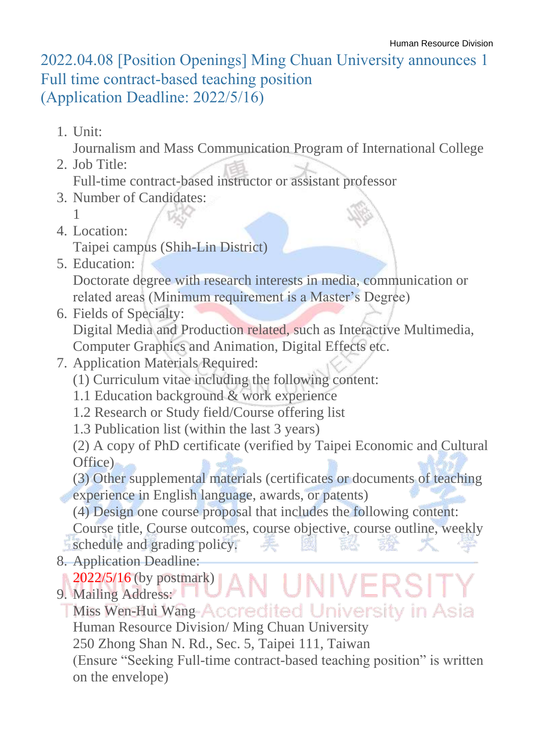Human Resource Division

# 2022.04.08 [Position Openings] Ming Chuan University announces 1 Full time contract-based teaching position (Application Deadline: 2022/5/16)

1. Unit:
   Journalism and Mass Communication Program of International College
2. Job Title:
   Full-time contract-based instructor or assistant professor
3. Number of Candidates:
   1
4. Location:
   Taipei campus (Shih-Lin District)
5. Education:
   Doctorate degree with research interests in media, communication or related areas (Minimum requirement is a Master's Degree)
6. Fields of Specialty:
   Digital Media and Production related, such as Interactive Multimedia, Computer Graphics and Animation, Digital Effects etc.
7. Application Materials Required:
   (1) Curriculum vitae including the following content:
   1.1 Education background & work experience
   1.2 Research or Study field/Course offering list
   1.3 Publication list (within the last 3 years)
   (2) A copy of PhD certificate (verified by Taipei Economic and Cultural Office)
   (3) Other supplemental materials (certificates or documents of teaching experience in English language, awards, or patents)
   (4) Design one course proposal that includes the following content: Course title, Course outcomes, course objective, course outline, weekly schedule and grading policy.
8. Application Deadline:
   2022/5/16 (by postmark)
9. Mailing Address:
   Miss Wen-Hui Wang
   Human Resource Division/ Ming Chuan University
   250 Zhong Shan N. Rd., Sec. 5, Taipei 111, Taiwan
   (Ensure "Seeking Full-time contract-based teaching position" is written on the envelope)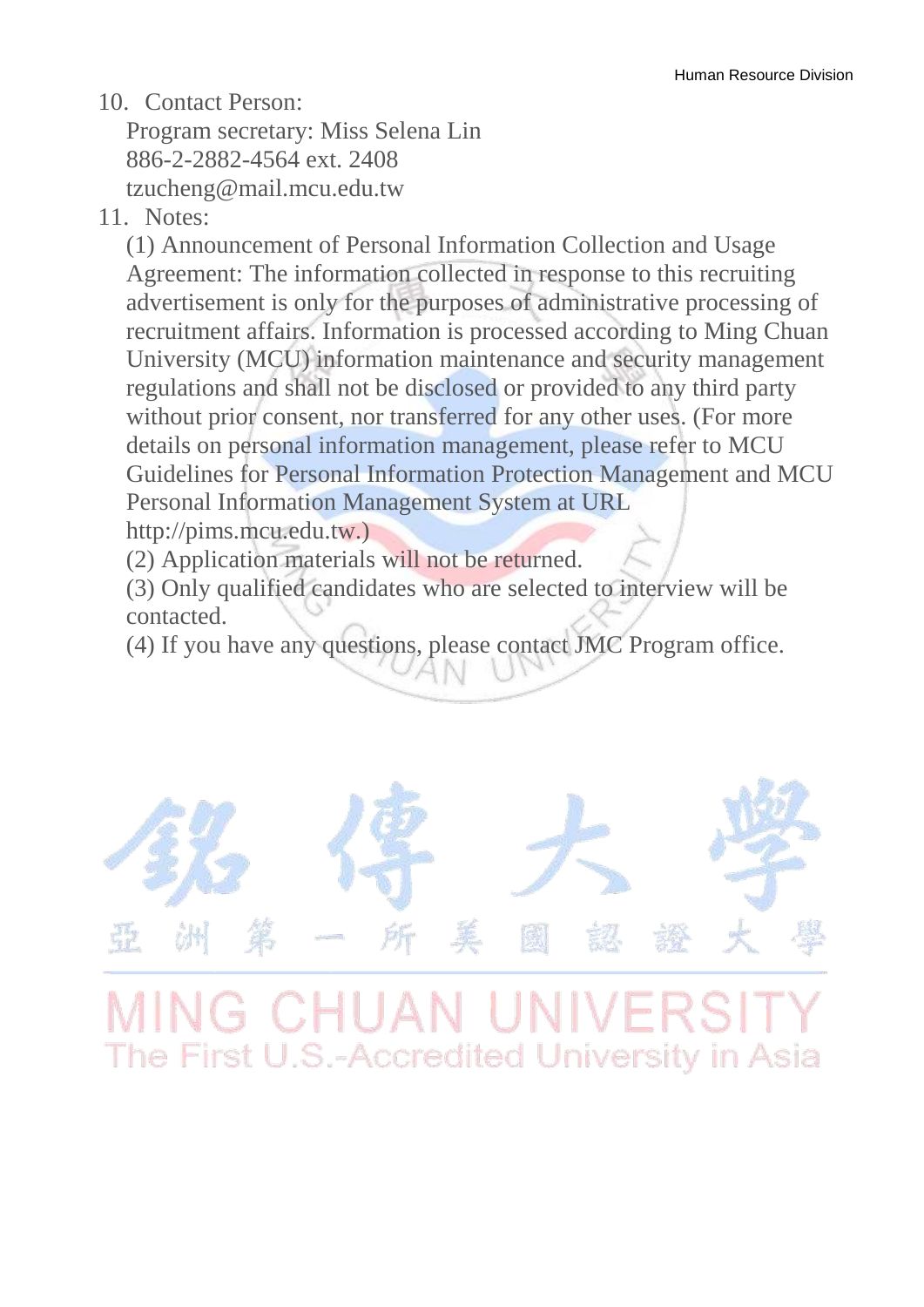10. Contact Person:
    Program secretary: Miss Selena Lin
    886-2-2882-4564 ext. 2408
    tzucheng@mail.mcu.edu.tw
11. Notes:
    (1) Announcement of Personal Information Collection and Usage Agreement: The information collected in response to this recruiting advertisement is only for the purposes of administrative processing of recruitment affairs. Information is processed according to Ming Chuan University (MCU) information maintenance and security management regulations and shall not be disclosed or provided to any third party without prior consent, nor transferred for any other uses. (For more details on personal information management, please refer to MCU Guidelines for Personal Information Protection Management and MCU Personal Information Management System at URL http://pims.mcu.edu.tw.)
    (2) Application materials will not be returned.
    (3) Only qualified candidates who are selected to interview will be contacted.
    (4) If you have any questions, please contact JMC Program office.